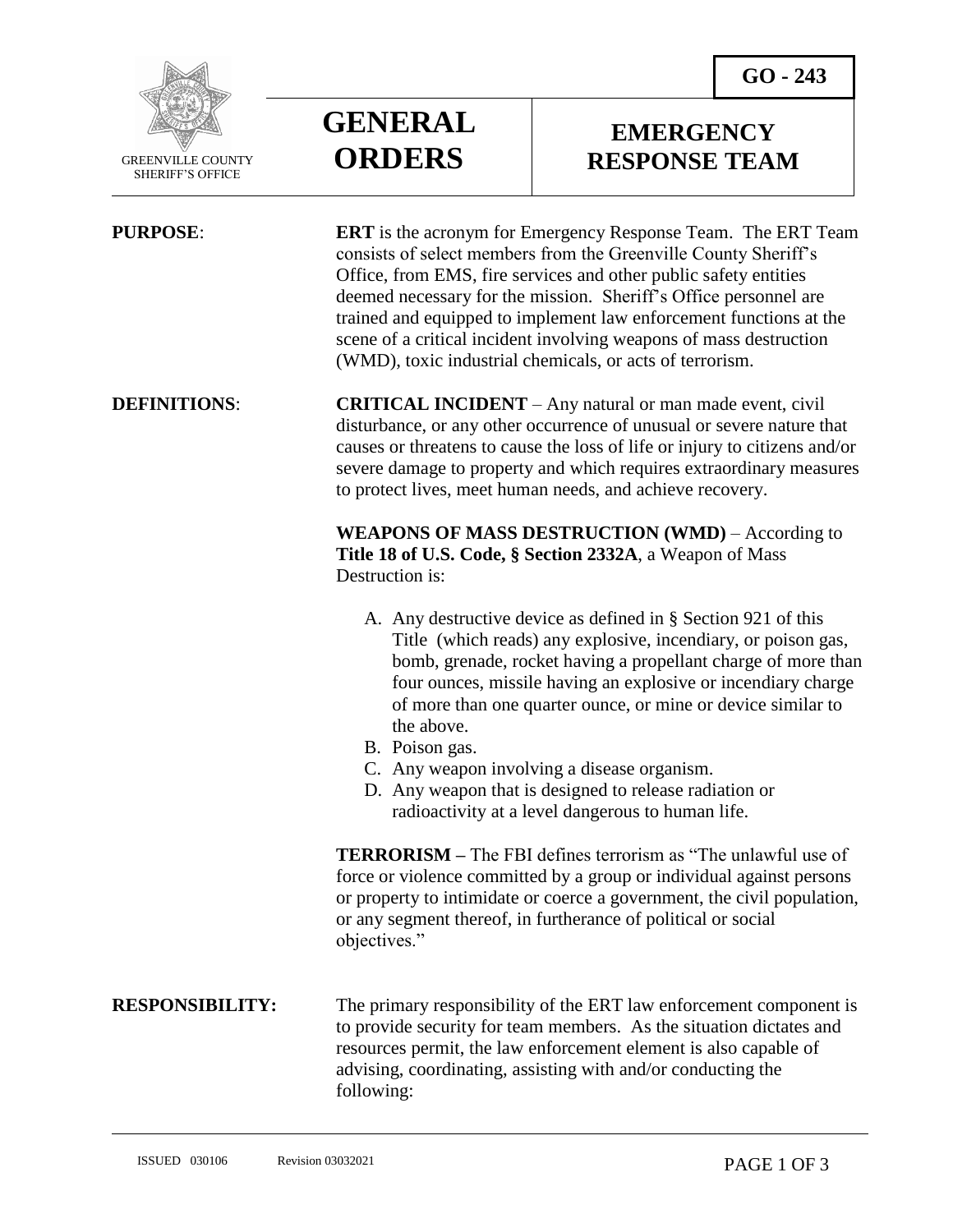GREENVILLE COUNTY SHERIFF'S OFFICE

# GENERAL ORDERS

**GO - 243**

# EMERGENCY RESPONSE TEAM

**PURPOSE**: **ERT** is the acronym for Emergency Response Team. The ERT Team consists of select members from the Greenville County Sheriff's Office, from EMS, fire services and other public safety entities deemed necessary for the mission. Sheriff's Office personnel are trained and equipped to implement law enforcement functions at the scene of a critical incident involving weapons of mass destruction (WMD), toxic industrial chemicals, or acts of terrorism.

**DEFINITIONS**: **CRITICAL INCIDENT** – Any natural or man made event, civil disturbance, or any other occurrence of unusual or severe nature that causes or threatens to cause the loss of life or injury to citizens and/or severe damage to property and which requires extraordinary measures to protect lives, meet human needs, and achieve recovery.

**WEAPONS OF MASS DESTRUCTION (WMD)** – According to **Title 18 of U.S. Code, § Section 2332A**, a Weapon of Mass Destruction is:

A. Any destructive device as defined in § Section 921 of this Title (which reads) any explosive, incendiary, or poison gas, bomb, grenade, rocket having a propellant charge of more than four ounces, missile having an explosive or incendiary charge of more than one quarter ounce, or mine or device similar to the above.
B. Poison gas.
C. Any weapon involving a disease organism.
D. Any weapon that is designed to release radiation or radioactivity at a level dangerous to human life.

**TERRORISM –** The FBI defines terrorism as "The unlawful use of force or violence committed by a group or individual against persons or property to intimidate or coerce a government, the civil population, or any segment thereof, in furtherance of political or social objectives."

**RESPONSIBILITY:** The primary responsibility of the ERT law enforcement component is to provide security for team members. As the situation dictates and resources permit, the law enforcement element is also capable of advising, coordinating, assisting with and/or conducting the following:

ISSUED 030106 Revision 03032021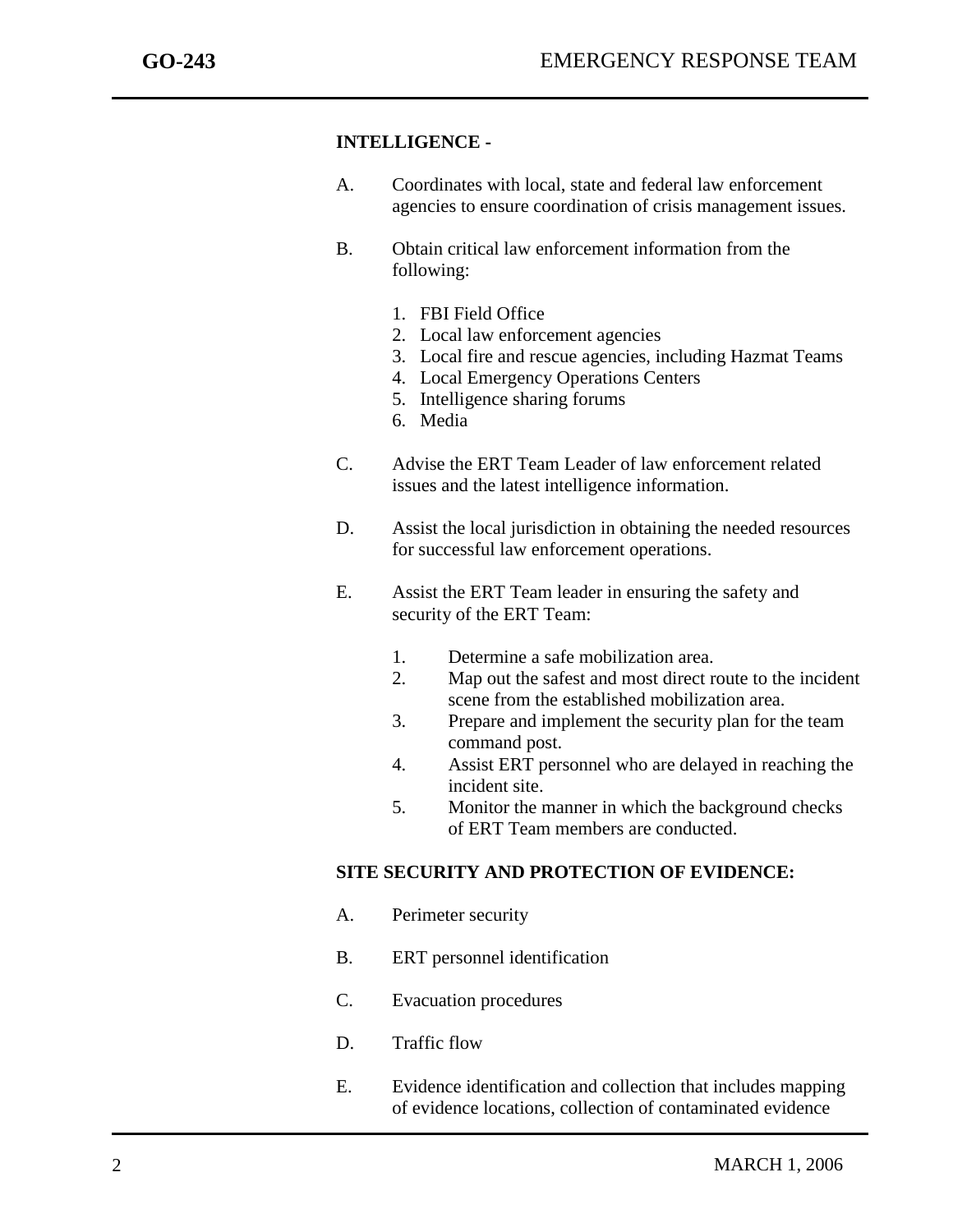**INTELLIGENCE -**

A. Coordinates with local, state and federal law enforcement agencies to ensure coordination of crisis management issues.

B. Obtain critical law enforcement information from the following:

   1. FBI Field Office
   2. Local law enforcement agencies
   3. Local fire and rescue agencies, including Hazmat Teams
   4. Local Emergency Operations Centers
   5. Intelligence sharing forums
   6. Media

C. Advise the ERT Team Leader of law enforcement related issues and the latest intelligence information.

D. Assist the local jurisdiction in obtaining the needed resources for successful law enforcement operations.

E. Assist the ERT Team leader in ensuring the safety and security of the ERT Team:

   1. Determine a safe mobilization area.
   2. Map out the safest and most direct route to the incident scene from the established mobilization area.
   3. Prepare and implement the security plan for the team command post.
   4. Assist ERT personnel who are delayed in reaching the incident site.
   5. Monitor the manner in which the background checks of ERT Team members are conducted.

**SITE SECURITY AND PROTECTION OF EVIDENCE:**

A. Perimeter security

B. ERT personnel identification

C. Evacuation procedures

D. Traffic flow

E. Evidence identification and collection that includes mapping of evidence locations, collection of contaminated evidence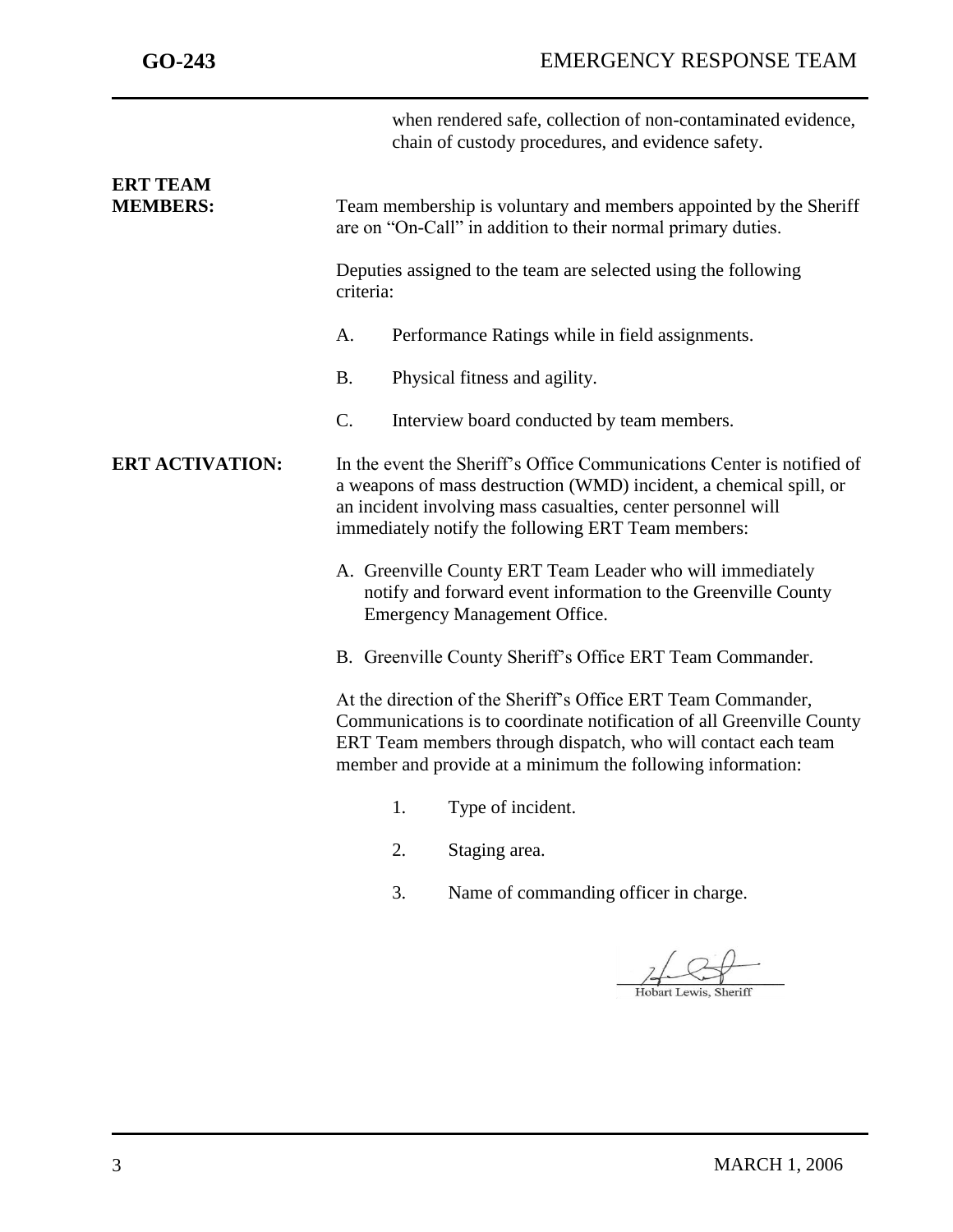when rendered safe, collection of non-contaminated evidence, chain of custody procedures, and evidence safety.

**ERT TEAM MEMBERS:**

Team membership is voluntary and members appointed by the Sheriff are on "On-Call" in addition to their normal primary duties.

Deputies assigned to the team are selected using the following criteria:

A. Performance Ratings while in field assignments.

B. Physical fitness and agility.

C. Interview board conducted by team members.

**ERT ACTIVATION:**

In the event the Sheriff's Office Communications Center is notified of a weapons of mass destruction (WMD) incident, a chemical spill, or an incident involving mass casualties, center personnel will immediately notify the following ERT Team members:

A. Greenville County ERT Team Leader who will immediately notify and forward event information to the Greenville County Emergency Management Office.

B. Greenville County Sheriff's Office ERT Team Commander.

At the direction of the Sheriff's Office ERT Team Commander, Communications is to coordinate notification of all Greenville County ERT Team members through dispatch, who will contact each team member and provide at a minimum the following information:

1. Type of incident.
2. Staging area.
3. Name of commanding officer in charge.

Hobart Lewis, Sheriff